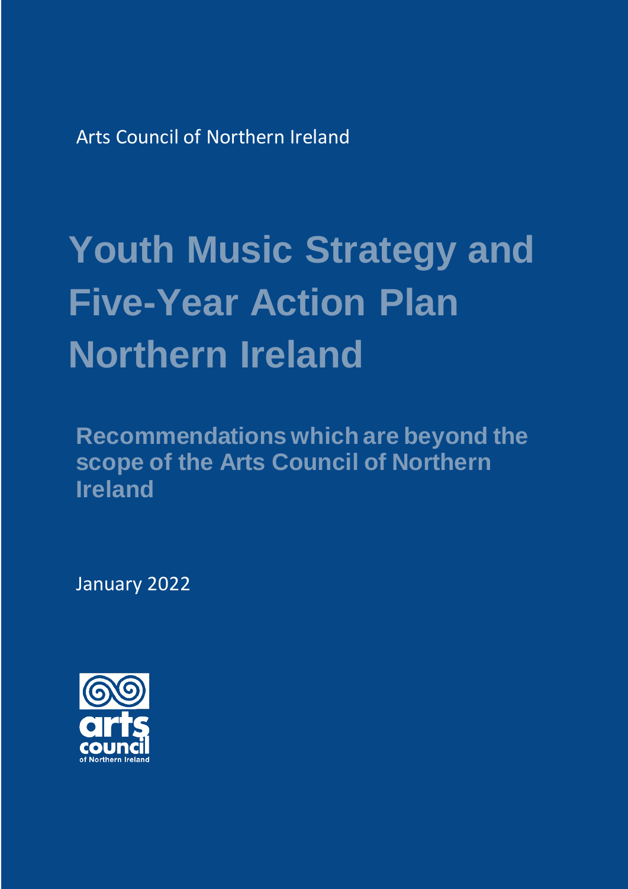Arts Council of Northern Ireland

# Youth Music Strategy and Five-Year Action Plan Northern Ireland

## Recommendations which are beyond the scope of the Arts Council of Northern Ireland

January 2022

arts council of Northern Ireland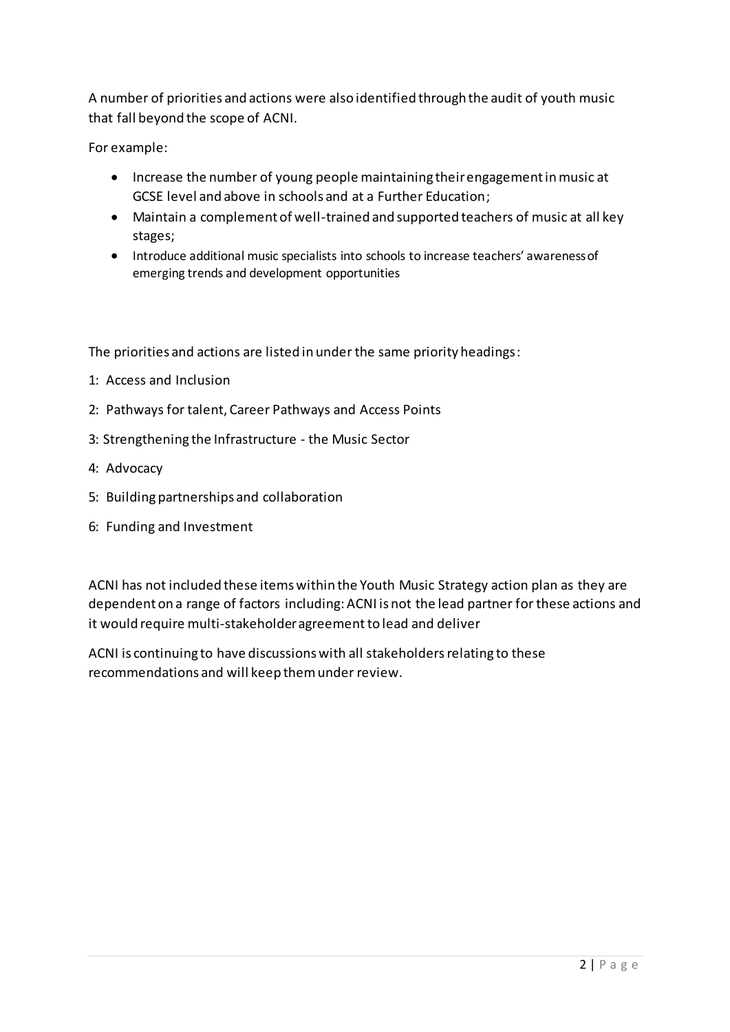A number of priorities and actions were also identified through the audit of youth music that fall beyond the scope of ACNI.

For example:

- Increase the number of young people maintaining their engagement in music at GCSE level and above in schools and at a Further Education;
- Maintain a complement of well-trained and supported teachers of music at all key stages;
- Introduce additional music specialists into schools to increase teachers' awareness of emerging trends and development opportunities

The priorities and actions are listed in under the same priority headings:

1: Access and Inclusion

2: Pathways for talent, Career Pathways and Access Points

3: Strengthening the Infrastructure - the Music Sector

4: Advocacy

5: Building partnerships and collaboration

6: Funding and Investment

ACNI has not included these items within the Youth Music Strategy action plan as they are dependent on a range of factors including: ACNI is not the lead partner for these actions and it would require multi-stakeholder agreement to lead and deliver

ACNI is continuing to have discussions with all stakeholders relating to these recommendations and will keep them under review.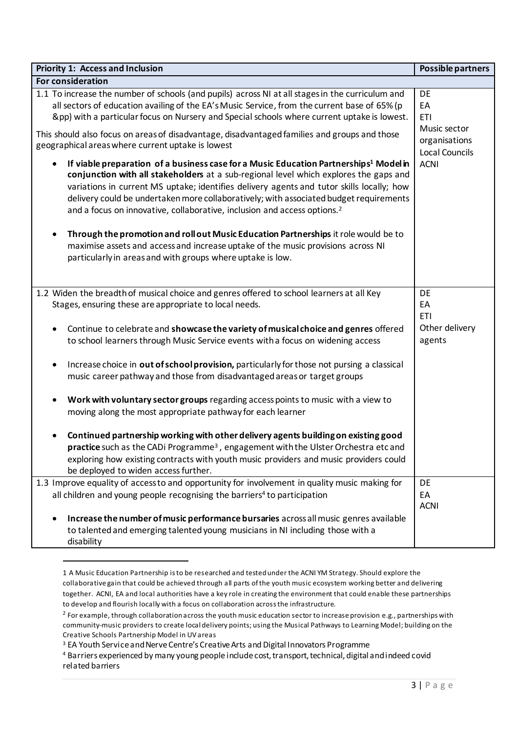| Priority 1: Access and Inclusion | Possible partners |
|---|---|
| **For consideration** | |
| 1.1 To increase the number of schools (and pupils) across NI at all stages in the curriculum and all sectors of education availing of the EA's Music Service, from the current base of 65% (p &pp) with a particular focus on Nursery and Special schools where current uptake is lowest.<br><br>This should also focus on areas of disadvantage, disadvantaged families and groups and those geographical areas where current uptake is lowest<br><br>• **If viable preparation of a business case for a Music Education Partnerships[1] Model in conjunction with all stakeholders** at a sub-regional level which explores the gaps and variations in current MS uptake; identifies delivery agents and tutor skills locally; how delivery could be undertaken more collaboratively; with associated budget requirements and a focus on innovative, collaborative, inclusion and access options.[2]<br><br>• **Through the promotion and roll out Music Education Partnerships** it role would be to maximise assets and access and increase uptake of the music provisions across NI particularly in areas and with groups where uptake is low. | DE<br>EA<br>ETI<br>Music sector organisations<br>Local Councils<br>ACNI |
| 1.2 Widen the breadth of musical choice and genres offered to school learners at all Key Stages, ensuring these are appropriate to local needs.<br><br>• Continue to celebrate and **showcase the variety of musical choice and genres** offered to school learners through Music Service events with a focus on widening access<br><br>• Increase choice in **out of school provision,** particularly for those not pursing a classical music career pathway and those from disadvantaged areas or target groups<br><br>• **Work with voluntary sector groups** regarding access points to music with a view to moving along the most appropriate pathway for each learner<br><br>• **Continued partnership working with other delivery agents building on existing good practice** such as the CADi Programme[3], engagement with the Ulster Orchestra etc and exploring how existing contracts with youth music providers and music providers could be deployed to widen access further. | DE<br>EA<br>ETI<br>Other delivery agents |
| 1.3 Improve equality of access to and opportunity for involvement in quality music making for all children and young people recognising the barriers[4] to participation<br><br>• **Increase the number of music performance bursaries** across all music genres available to talented and emerging talented young musicians in NI including those with a disability | DE<br>EA<br>ACNI |

1 A Music Education Partnership is to be researched and tested under the ACNI YM Strategy. Should explore the collaborative gain that could be achieved through all parts of the youth music ecosystem working better and delivering together. ACNI, EA and local authorities have a key role in creating the environment that could enable these partnerships to develop and flourish locally with a focus on collaboration across the infrastructure.

2 For example, through collaboration across the youth music education sector to increase provision e.g., partnerships with community-music providers to create local delivery points; using the Musical Pathways to Learning Model; building on the Creative Schools Partnership Model in UV areas

3 EA Youth Service and Nerve Centre's Creative Arts and Digital Innovators Programme

4 Barriers experienced by many young people include cost, transport, technical, digital and indeed covid related barriers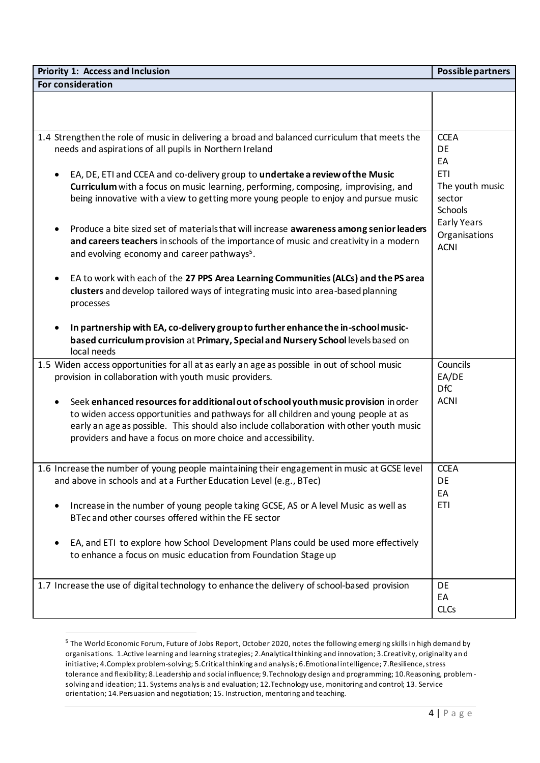| **Priority 1: Access and Inclusion** | **Possible partners** |
|---|---|
| **For consideration** | |
| | |
| 1.4 Strengthen the role of music in delivering a broad and balanced curriculum that meets the needs and aspirations of all pupils in Northern Ireland<br><br>• EA, DE, ETI and CCEA and co-delivery group to **undertake a review of the Music Curriculum** with a focus on music learning, performing, composing, improvising, and being innovative with a view to getting more young people to enjoy and pursue music<br><br>• Produce a bite sized set of materials that will increase **awareness among senior leaders and careers teachers** in schools of the importance of music and creativity in a modern and evolving economy and career pathways[5].<br><br>• EA to work with each of the **27 PPS Area Learning Communities (ALCs) and the PS area clusters** and develop tailored ways of integrating music into area-based planning processes<br><br>• **In partnership with EA, co-delivery group to further enhance the in-school music-based curriculum provision** at **Primary, Special and Nursery School** levels based on local needs | CCEA<br>DE<br>EA<br>ETI<br>The youth music sector<br>Schools<br>Early Years Organisations<br>ACNI |
| 1.5 Widen access opportunities for all at as early an age as possible in out of school music provision in collaboration with youth music providers.<br><br>• Seek **enhanced resources for additional out of school youth music provision** in order to widen access opportunities and pathways for all children and young people at as early an age as possible. This should also include collaboration with other youth music providers and have a focus on more choice and accessibility. | Councils<br>EA/DE<br>DfC<br>ACNI |
| 1.6 Increase the number of young people maintaining their engagement in music at GCSE level and above in schools and at a Further Education Level (e.g., BTec)<br><br>• Increase in the number of young people taking GCSE, AS or A level Music as well as BTec and other courses offered within the FE sector<br><br>• EA, and ETI to explore how School Development Plans could be used more effectively to enhance a focus on music education from Foundation Stage up | CCEA<br>DE<br>EA<br>ETI |
| 1.7 Increase the use of digital technology to enhance the delivery of school-based provision | DE<br>EA<br>CLCs |

[5] The World Economic Forum, Future of Jobs Report, October 2020, notes the following emerging skills in high demand by organisations. 1.Active learning and learning strategies; 2.Analytical thinking and innovation; 3.Creativity, originality and initiative; 4.Complex problem-solving; 5.Critical thinking and analysis; 6.Emotional intelligence; 7.Resilience, stress tolerance and flexibility; 8.Leadership and social influence; 9.Technology design and programming; 10.Reasoning, problem-solving and ideation; 11. Systems analysis and evaluation; 12.Technology use, monitoring and control; 13. Service orientation; 14.Persuasion and negotiation; 15. Instruction, mentoring and teaching.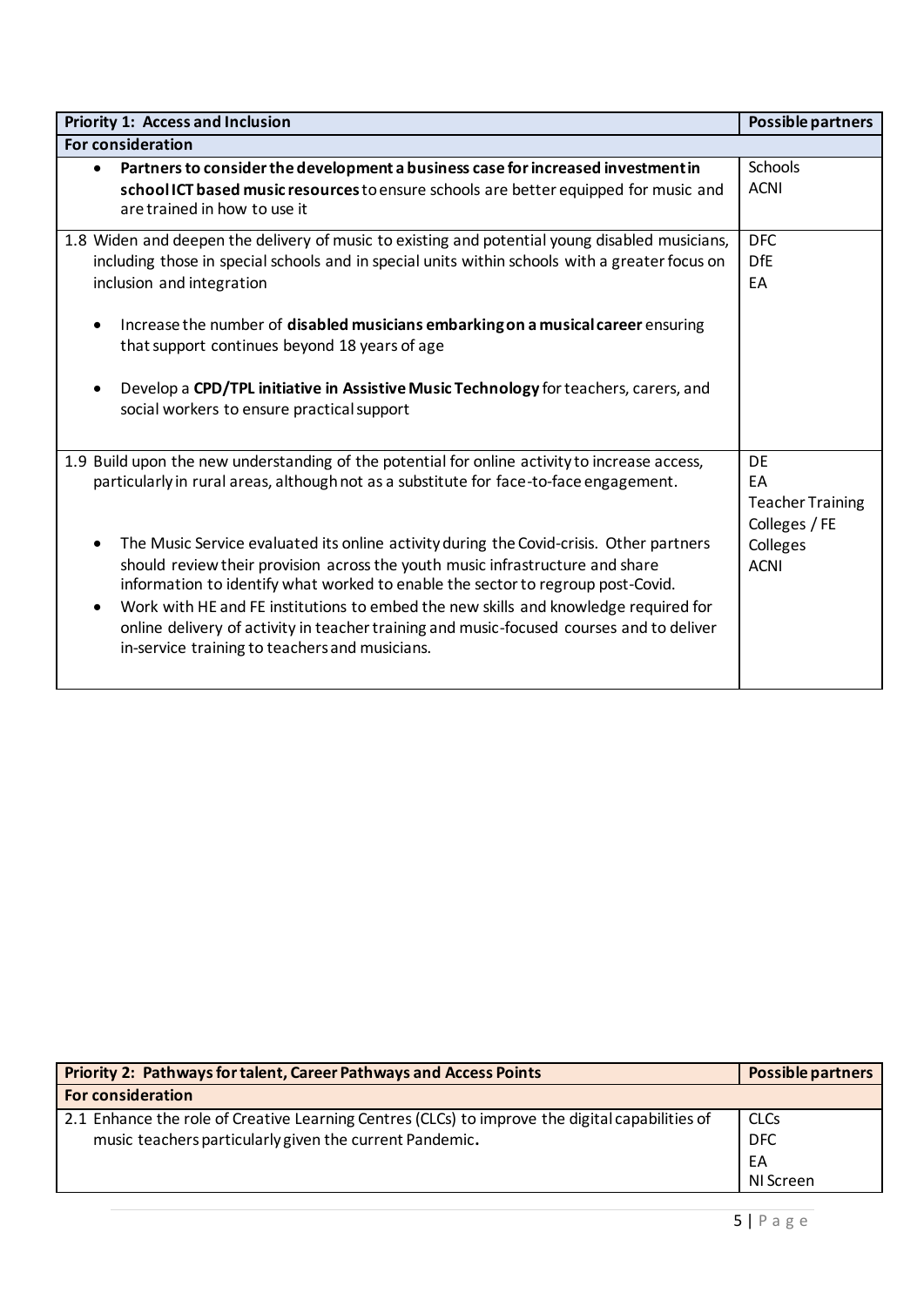| Priority 1: Access and Inclusion | Possible partners |
|---|---|
| **For consideration** | |
| • **Partners to consider the development a business case for increased investment in school ICT based music resources** to ensure schools are better equipped for music and are trained in how to use it | Schools<br>ACNI |
| 1.8 Widen and deepen the delivery of music to existing and potential young disabled musicians, including those in special schools and in special units within schools with a greater focus on inclusion and integration<br><br>• Increase the number of **disabled musicians embarking on a musical career** ensuring that support continues beyond 18 years of age<br><br>• Develop a **CPD/TPL initiative in Assistive Music Technology** for teachers, carers, and social workers to ensure practical support | DFC<br>DfE<br>EA |
| 1.9 Build upon the new understanding of the potential for online activity to increase access, particularly in rural areas, although not as a substitute for face-to-face engagement.<br><br>• The Music Service evaluated its online activity during the Covid-crisis. Other partners should review their provision across the youth music infrastructure and share information to identify what worked to enable the sector to regroup post-Covid.<br>• Work with HE and FE institutions to embed the new skills and knowledge required for online delivery of activity in teacher training and music-focused courses and to deliver in-service training to teachers and musicians. | DE<br>EA<br>Teacher Training Colleges / FE Colleges<br>ACNI |

| Priority 2: Pathways for talent, Career Pathways and Access Points | Possible partners |
|---|---|
| **For consideration** | |
| 2.1 Enhance the role of Creative Learning Centres (CLCs) to improve the digital capabilities of music teachers particularly given the current Pandemic**.** | CLCs<br>DFC<br>EA<br>NI Screen |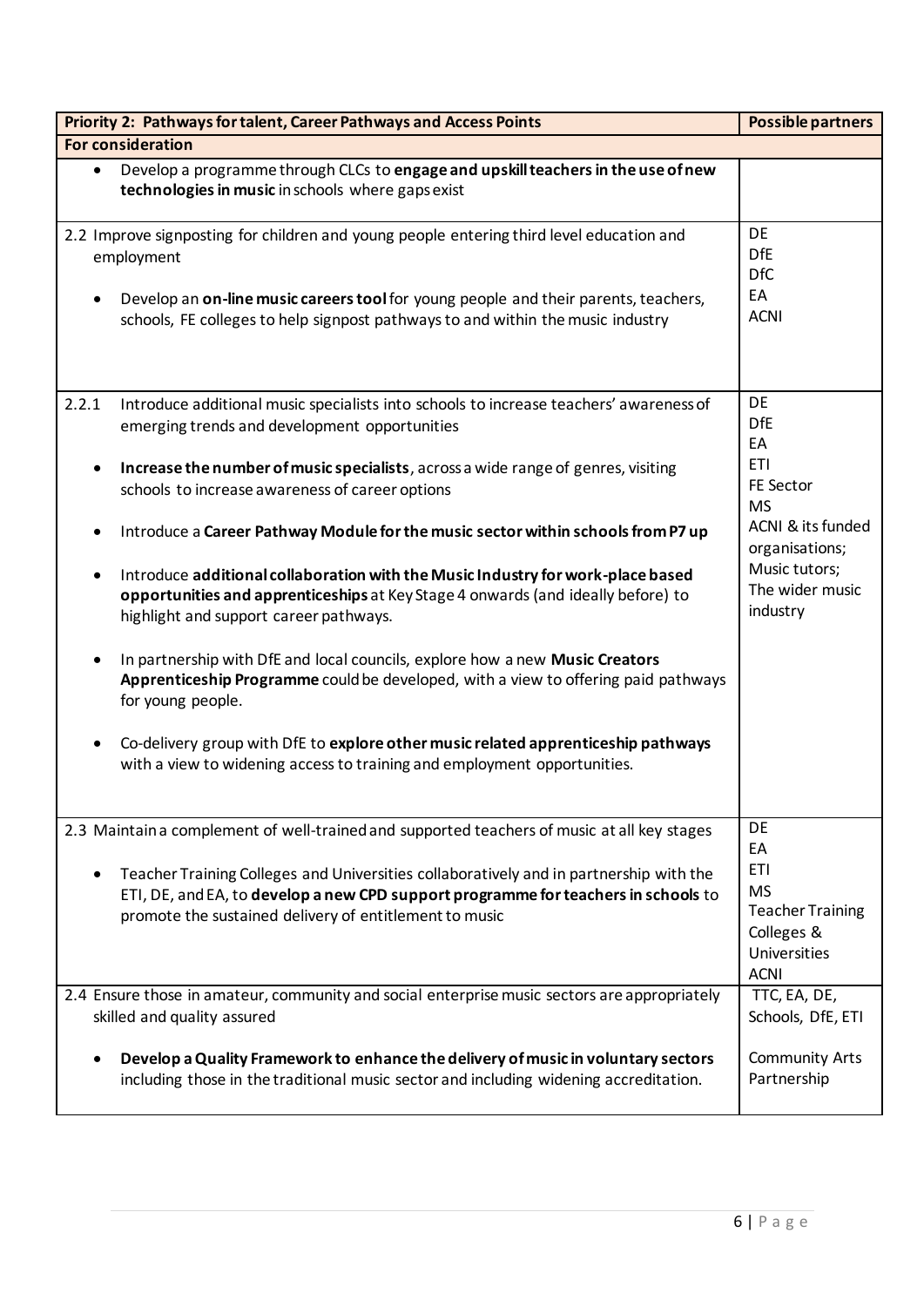| Priority 2: Pathways for talent, Career Pathways and Access Points | Possible partners |
|---|---|
| **For consideration** | |
| • Develop a programme through CLCs to **engage and upskill teachers in the use of new technologies in music** in schools where gaps exist | |
| 2.2 Improve signposting for children and young people entering third level education and employment<br><br>• Develop an **on-line music careers tool** for young people and their parents, teachers, schools, FE colleges to help signpost pathways to and within the music industry | DE<br>DfE<br>DfC<br>EA<br>ACNI |
| 2.2.1 Introduce additional music specialists into schools to increase teachers' awareness of emerging trends and development opportunities<br><br>• **Increase the number of music specialists**, across a wide range of genres, visiting schools to increase awareness of career options<br><br>• Introduce a **Career Pathway Module for the music sector within schools from P7 up**<br><br>• Introduce **additional collaboration with the Music Industry for work-place based opportunities and apprenticeships** at Key Stage 4 onwards (and ideally before) to highlight and support career pathways.<br><br>• In partnership with DfE and local councils, explore how a new **Music Creators Apprenticeship Programme** could be developed, with a view to offering paid pathways for young people.<br><br>• Co-delivery group with DfE to **explore other music related apprenticeship pathways** with a view to widening access to training and employment opportunities. | DE<br>DfE<br>EA<br>ETI<br>FE Sector<br>MS<br>ACNI & its funded organisations;<br>Music tutors;<br>The wider music industry |
| 2.3 Maintain a complement of well-trained and supported teachers of music at all key stages<br><br>• Teacher Training Colleges and Universities collaboratively and in partnership with the ETI, DE, and EA, to **develop a new CPD support programme for teachers in schools** to promote the sustained delivery of entitlement to music | DE<br>EA<br>ETI<br>MS<br>Teacher Training Colleges & Universities<br>ACNI |
| 2.4 Ensure those in amateur, community and social enterprise music sectors are appropriately skilled and quality assured<br><br>• **Develop a Quality Framework to enhance the delivery of music in voluntary sectors** including those in the traditional music sector and including widening accreditation. | TTC, EA, DE, Schools, DfE, ETI<br><br>Community Arts Partnership |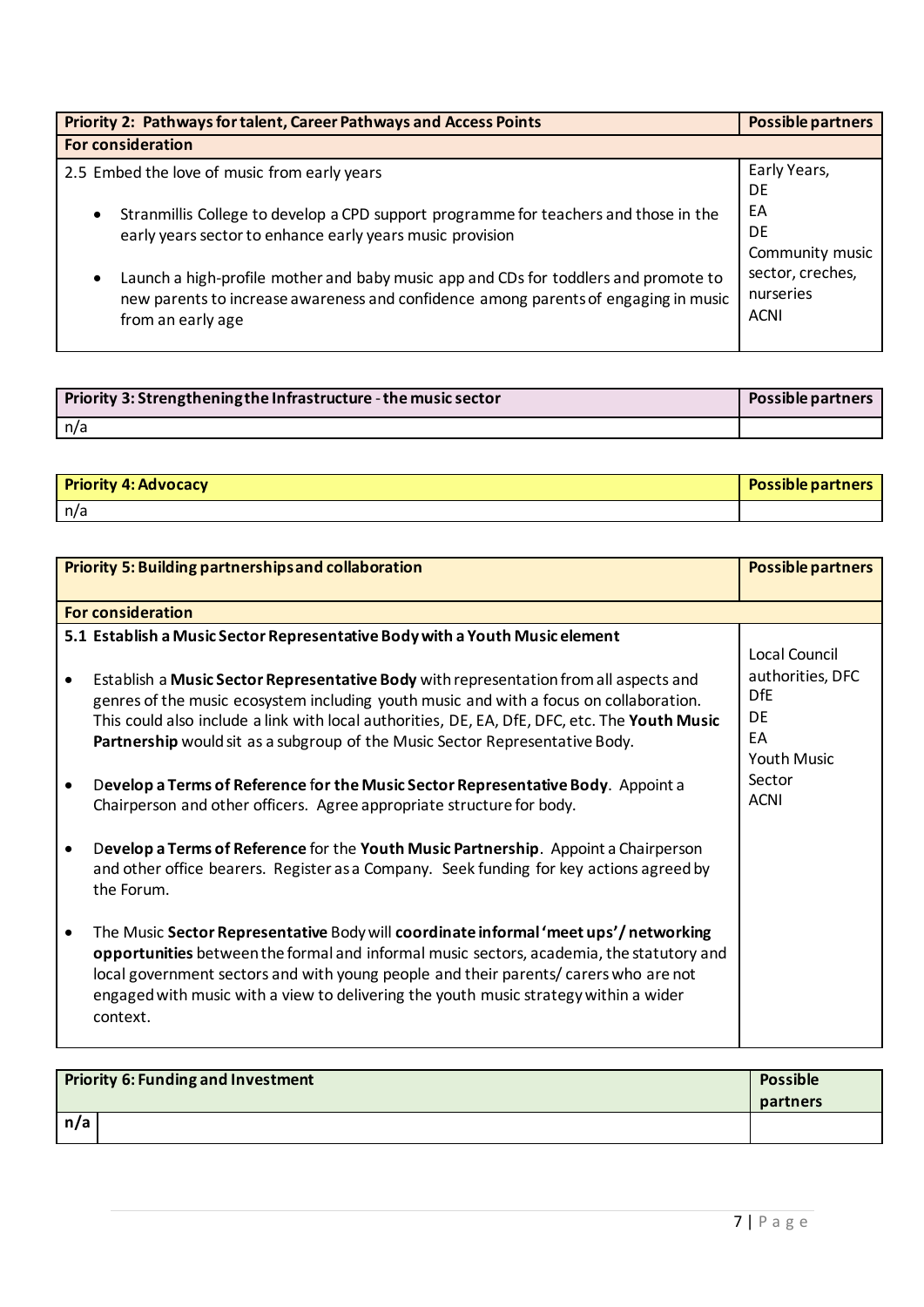| Priority 2: Pathways for talent, Career Pathways and Access Points | Possible partners |
|---|---|
| **For consideration** | |
| 2.5 Embed the love of music from early years<br><br>• Stranmillis College to develop a CPD support programme for teachers and those in the early years sector to enhance early years music provision<br><br>• Launch a high-profile mother and baby music app and CDs for toddlers and promote to new parents to increase awareness and confidence among parents of engaging in music from an early age | Early Years, DE<br>EA<br>DE<br>Community music sector, creches, nurseries<br>ACNI |

| Priority 3: Strengthening the Infrastructure - the music sector | Possible partners |
|---|---|
| n/a | |

| Priority 4: Advocacy | Possible partners |
|---|---|
| n/a | |

| Priority 5: Building partnerships and collaboration | Possible partners |
|---|---|
| **For consideration** | |
| **5.1 Establish a Music Sector Representative Body with a Youth Music element**<br><br>• Establish a **Music Sector Representative Body** with representation from all aspects and genres of the music ecosystem including youth music and with a focus on collaboration. This could also include a link with local authorities, DE, EA, DfE, DFC, etc. The **Youth Music Partnership** would sit as a subgroup of the Music Sector Representative Body.<br><br>• D**evelop a Terms of Reference** for the **Music Sector Representative Body**. Appoint a Chairperson and other officers. Agree appropriate structure for body.<br><br>• D**evelop a Terms of Reference** for the **Youth Music Partnership**. Appoint a Chairperson and other office bearers. Register as a Company. Seek funding for key actions agreed by the Forum.<br><br>• The Music **Sector Representative** Body will **coordinate informal 'meet ups'/ networking opportunities** between the formal and informal music sectors, academia, the statutory and local government sectors and with young people and their parents/ carers who are not engaged with music with a view to delivering the youth music strategy within a wider context. | Local Council authorities, DFC<br>DfE<br>DE<br>EA<br>Youth Music Sector<br>ACNI |

| Priority 6: Funding and Investment | Possible partners |
|---|---|
| **n/a** | |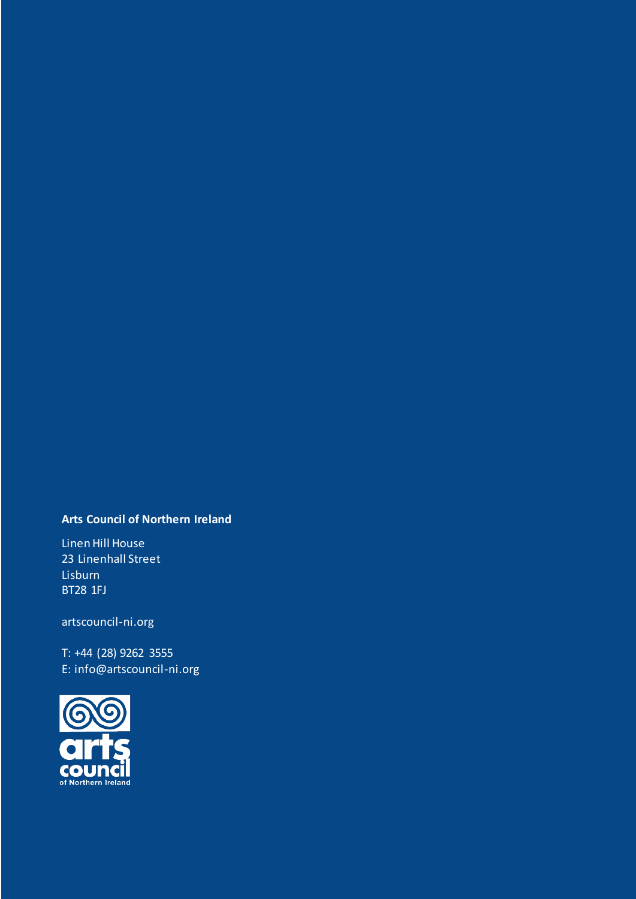**Arts Council of Northern Ireland**

Linen Hill House
23 Linenhall Street
Lisburn
BT28 1FJ

artscouncil-ni.org

T: +44 (28) 9262 3555
E: info@artscouncil-ni.org

arts council of Northern Ireland